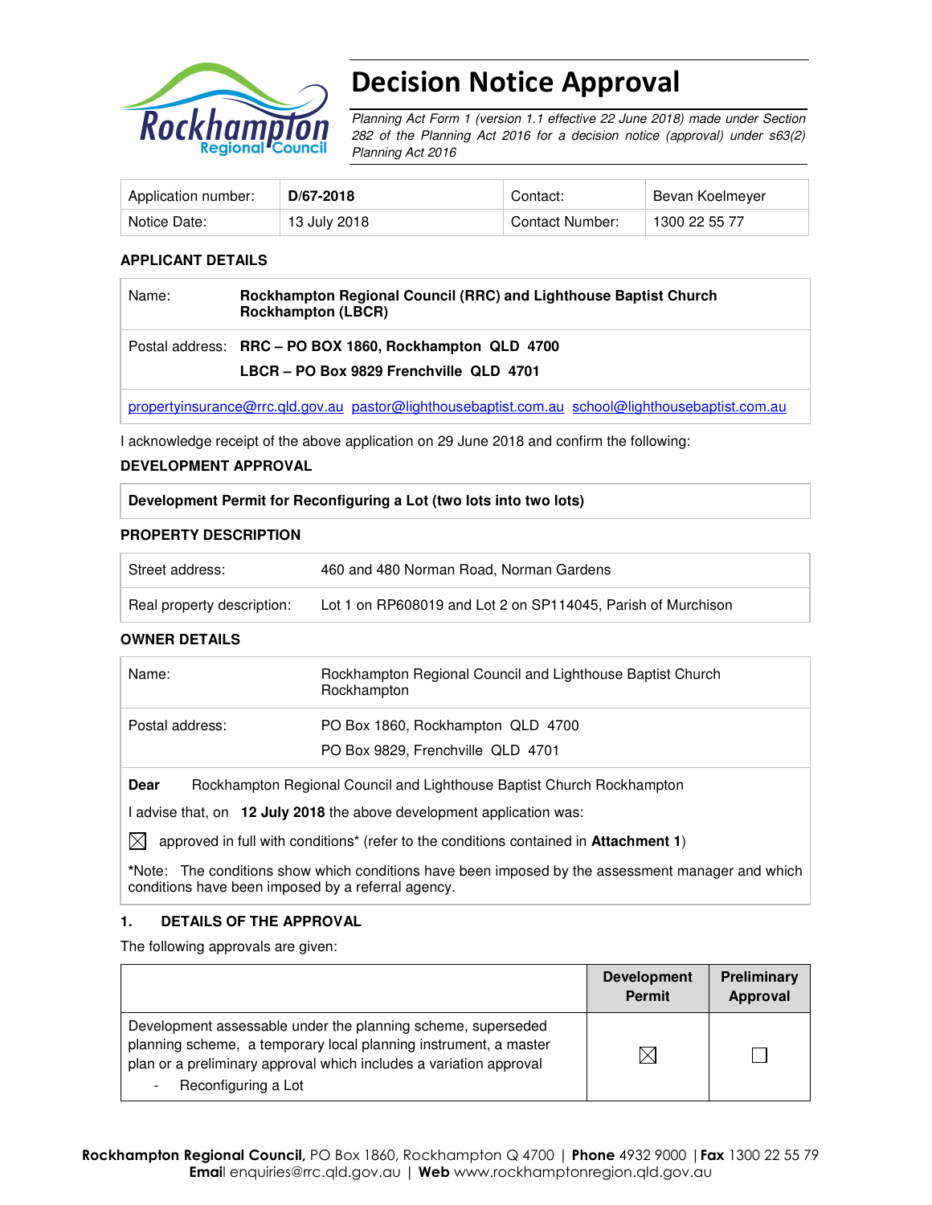# Decision Notice Approval

*Planning Act Form 1 (version 1.1 effective 22 June 2018) made under Section 282 of the Planning Act 2016 for a decision notice (approval) under s63(2) Planning Act 2016*

| Application number: | **D/67-2018** | Contact: | Bevan Koelmeyer |
|---|---|---|---|
| Notice Date: | 13 July 2018 | Contact Number: | 1300 22 55 77 |

## APPLICANT DETAILS

| | |
|---|---|
| Name: | **Rockhampton Regional Council (RRC) and Lighthouse Baptist Church Rockhampton (LBCR)** |
| Postal address: | **RRC – PO BOX 1860, Rockhampton QLD 4700**<br>**LBCR – PO Box 9829 Frenchville QLD 4701** |
| propertyinsurance@rrc.qld.gov.au pastor@lighthousebaptist.com.au school@lighthousebaptist.com.au | |

I acknowledge receipt of the above application on 29 June 2018 and confirm the following:

## DEVELOPMENT APPROVAL

**Development Permit for Reconfiguring a Lot (two lots into two lots)**

## PROPERTY DESCRIPTION

| | |
|---|---|
| Street address: | 460 and 480 Norman Road, Norman Gardens |
| Real property description: | Lot 1 on RP608019 and Lot 2 on SP114045, Parish of Murchison |

## OWNER DETAILS

| | |
|---|---|
| Name: | Rockhampton Regional Council and Lighthouse Baptist Church Rockhampton |
| Postal address: | PO Box 1860, Rockhampton QLD 4700<br>PO Box 9829, Frenchville QLD 4701 |

**Dear** Rockhampton Regional Council and Lighthouse Baptist Church Rockhampton

I advise that, on **12 July 2018** the above development application was:

☒ approved in full with conditions* (refer to the conditions contained in **Attachment 1**)

*Note: The conditions show which conditions have been imposed by the assessment manager and which conditions have been imposed by a referral agency.

## 1. DETAILS OF THE APPROVAL

The following approvals are given:

| | Development Permit | Preliminary Approval |
|---|---|---|
| Development assessable under the planning scheme, superseded planning scheme, a temporary local planning instrument, a master plan or a preliminary approval which includes a variation approval<br>- Reconfiguring a Lot | ☒ | ☐ |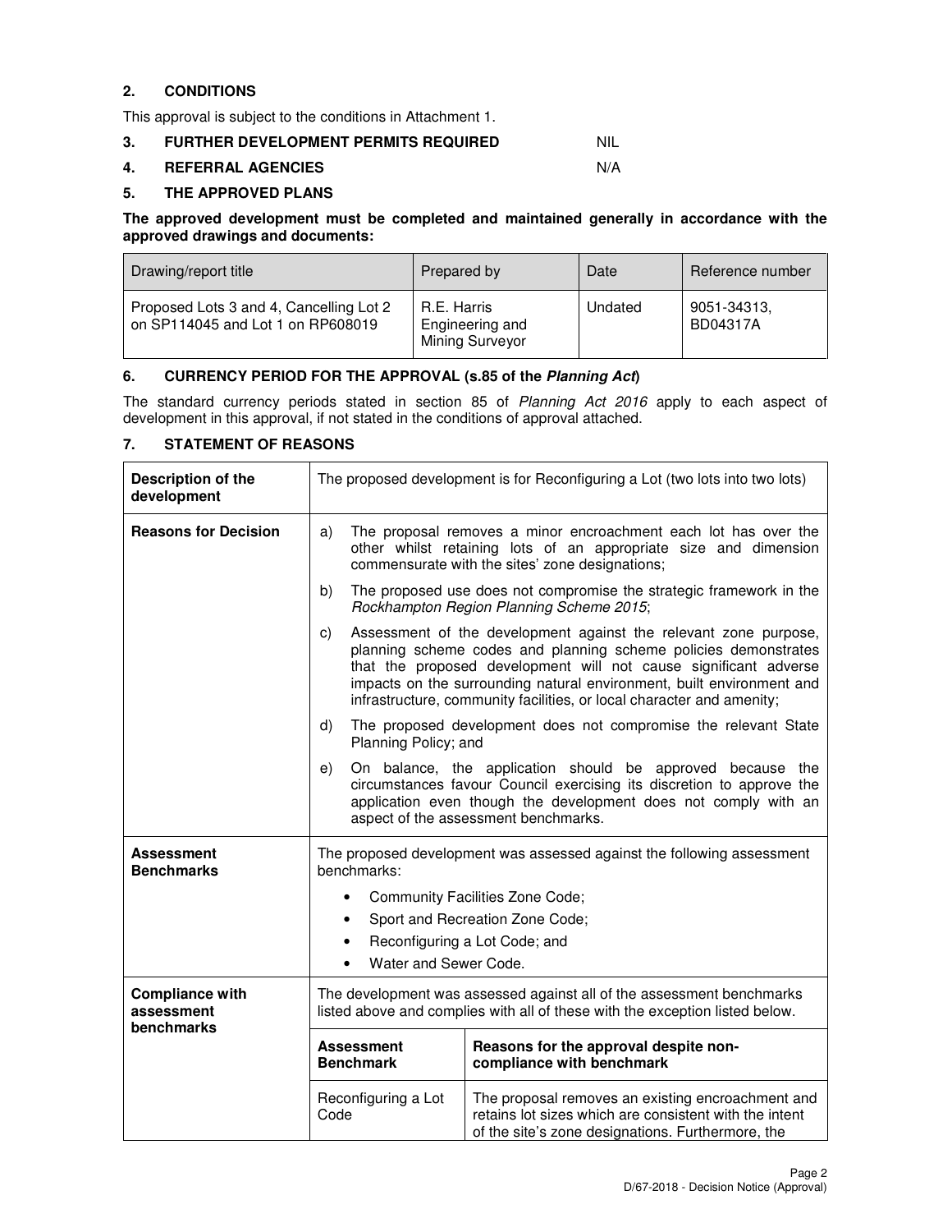## 2. CONDITIONS

This approval is subject to the conditions in Attachment 1.

## 3. FURTHER DEVELOPMENT PERMITS REQUIRED NIL

## 4. REFERRAL AGENCIES N/A

## 5. THE APPROVED PLANS

**The approved development must be completed and maintained generally in accordance with the approved drawings and documents:**

| Drawing/report title | Prepared by | Date | Reference number |
|---|---|---|---|
| Proposed Lots 3 and 4, Cancelling Lot 2 on SP114045 and Lot 1 on RP608019 | R.E. Harris Engineering and Mining Surveyor | Undated | 9051-34313, BD04317A |

## 6. CURRENCY PERIOD FOR THE APPROVAL (s.85 of the *Planning Act*)

The standard currency periods stated in section 85 of *Planning Act 2016* apply to each aspect of development in this approval, if not stated in the conditions of approval attached.

## 7. STATEMENT OF REASONS

| | | |
|---|---|---|
| **Description of the development** | The proposed development is for Reconfiguring a Lot (two lots into two lots) | |
| **Reasons for Decision** | a) The proposal removes a minor encroachment each lot has over the other whilst retaining lots of an appropriate size and dimension commensurate with the sites' zone designations;<br>b) The proposed use does not compromise the strategic framework in the *Rockhampton Region Planning Scheme 2015*;<br>c) Assessment of the development against the relevant zone purpose, planning scheme codes and planning scheme policies demonstrates that the proposed development will not cause significant adverse impacts on the surrounding natural environment, built environment and infrastructure, community facilities, or local character and amenity;<br>d) The proposed development does not compromise the relevant State Planning Policy; and<br>e) On balance, the application should be approved because the circumstances favour Council exercising its discretion to approve the application even though the development does not comply with an aspect of the assessment benchmarks. | |
| **Assessment Benchmarks** | The proposed development was assessed against the following assessment benchmarks:<br>• Community Facilities Zone Code;<br>• Sport and Recreation Zone Code;<br>• Reconfiguring a Lot Code; and<br>• Water and Sewer Code. | |
| **Compliance with assessment benchmarks** | The development was assessed against all of the assessment benchmarks listed above and complies with all of these with the exception listed below. | |
| | **Assessment Benchmark** | **Reasons for the approval despite non-compliance with benchmark** |
| | Reconfiguring a Lot Code | The proposal removes an existing encroachment and retains lot sizes which are consistent with the intent of the site's zone designations. Furthermore, the |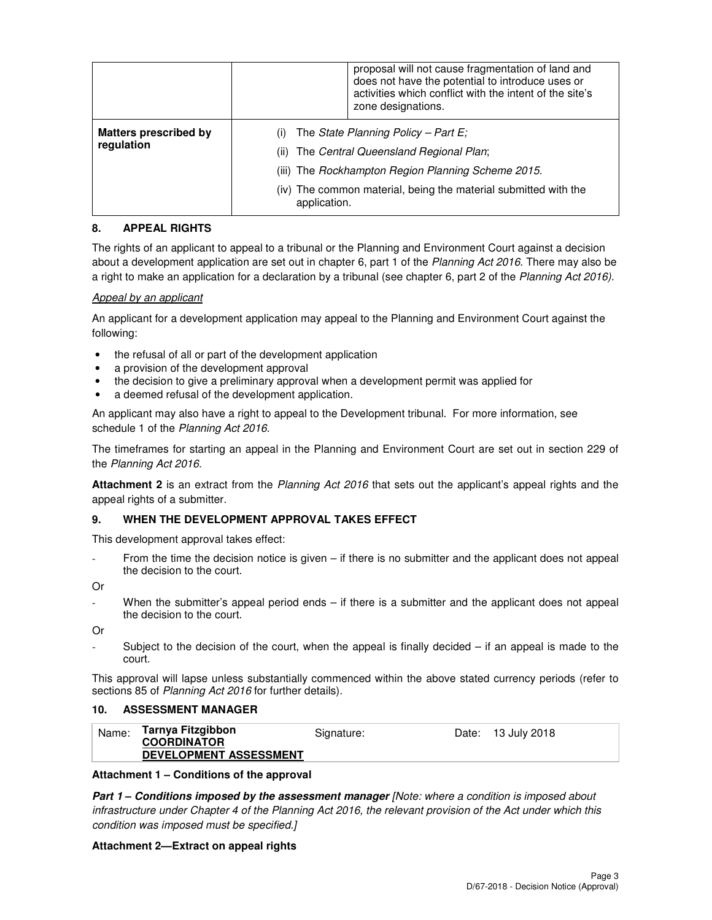| | | proposal will not cause fragmentation of land and does not have the potential to introduce uses or activities which conflict with the intent of the site's zone designations. |
|---|---|---|
| **Matters prescribed by regulation** | (i) The *State Planning Policy – Part E;*<br>(ii) The *Central Queensland Regional Plan*;<br>(iii) The *Rockhampton Region Planning Scheme 2015.*<br>(iv) The common material, being the material submitted with the application. | |

## 8. APPEAL RIGHTS

The rights of an applicant to appeal to a tribunal or the Planning and Environment Court against a decision about a development application are set out in chapter 6, part 1 of the *Planning Act 2016*. There may also be a right to make an application for a declaration by a tribunal (see chapter 6, part 2 of the *Planning Act 2016).*

*Appeal by an applicant*

An applicant for a development application may appeal to the Planning and Environment Court against the following:

- the refusal of all or part of the development application
- a provision of the development approval
- the decision to give a preliminary approval when a development permit was applied for
- a deemed refusal of the development application.

An applicant may also have a right to appeal to the Development tribunal. For more information, see schedule 1 of the *Planning Act 2016*.

The timeframes for starting an appeal in the Planning and Environment Court are set out in section 229 of the *Planning Act 2016*.

**Attachment 2** is an extract from the *Planning Act 2016* that sets out the applicant's appeal rights and the appeal rights of a submitter.

## 9. WHEN THE DEVELOPMENT APPROVAL TAKES EFFECT

This development approval takes effect:

- From the time the decision notice is given – if there is no submitter and the applicant does not appeal the decision to the court.

Or

- When the submitter's appeal period ends – if there is a submitter and the applicant does not appeal the decision to the court.

Or

- Subject to the decision of the court, when the appeal is finally decided – if an appeal is made to the court.

This approval will lapse unless substantially commenced within the above stated currency periods (refer to sections 85 of *Planning Act 2016* for further details).

## 10. ASSESSMENT MANAGER

| Name: | **Tarnya Fitzgibbon**<br>**COORDINATOR**<br>**DEVELOPMENT ASSESSMENT** | Signature: | | Date: | 13 July 2018 |
|---|---|---|---|---|---|

**Attachment 1 – Conditions of the approval**

***Part 1 – Conditions imposed by the assessment manager*** *[Note: where a condition is imposed about infrastructure under Chapter 4 of the Planning Act 2016, the relevant provision of the Act under which this condition was imposed must be specified.]*

**Attachment 2—Extract on appeal rights**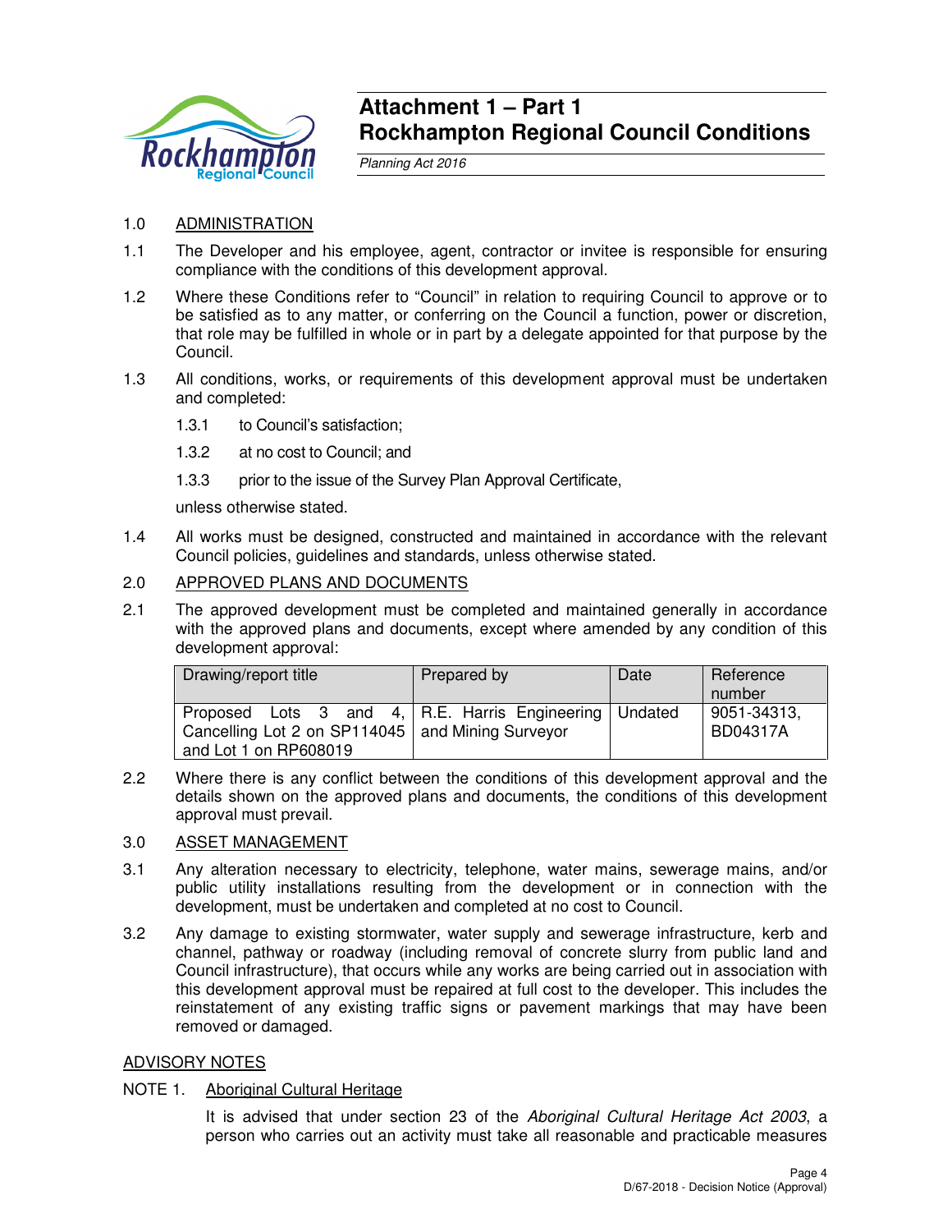# Attachment 1 – Part 1
# Rockhampton Regional Council Conditions

*Planning Act 2016*

1.0 ADMINISTRATION

1.1 The Developer and his employee, agent, contractor or invitee is responsible for ensuring compliance with the conditions of this development approval.

1.2 Where these Conditions refer to "Council" in relation to requiring Council to approve or to be satisfied as to any matter, or conferring on the Council a function, power or discretion, that role may be fulfilled in whole or in part by a delegate appointed for that purpose by the Council.

1.3 All conditions, works, or requirements of this development approval must be undertaken and completed:

1.3.1 to Council's satisfaction;

1.3.2 at no cost to Council; and

1.3.3 prior to the issue of the Survey Plan Approval Certificate,

unless otherwise stated.

1.4 All works must be designed, constructed and maintained in accordance with the relevant Council policies, guidelines and standards, unless otherwise stated.

2.0 APPROVED PLANS AND DOCUMENTS

2.1 The approved development must be completed and maintained generally in accordance with the approved plans and documents, except where amended by any condition of this development approval:

| Drawing/report title | Prepared by | Date | Reference number |
|---|---|---|---|
| Proposed Lots 3 and 4, Cancelling Lot 2 on SP114045 and Lot 1 on RP608019 | R.E. Harris Engineering and Mining Surveyor | Undated | 9051-34313, BD04317A |

2.2 Where there is any conflict between the conditions of this development approval and the details shown on the approved plans and documents, the conditions of this development approval must prevail.

3.0 ASSET MANAGEMENT

3.1 Any alteration necessary to electricity, telephone, water mains, sewerage mains, and/or public utility installations resulting from the development or in connection with the development, must be undertaken and completed at no cost to Council.

3.2 Any damage to existing stormwater, water supply and sewerage infrastructure, kerb and channel, pathway or roadway (including removal of concrete slurry from public land and Council infrastructure), that occurs while any works are being carried out in association with this development approval must be repaired at full cost to the developer. This includes the reinstatement of any existing traffic signs or pavement markings that may have been removed or damaged.

ADVISORY NOTES

NOTE 1. Aboriginal Cultural Heritage

It is advised that under section 23 of the *Aboriginal Cultural Heritage Act 2003*, a person who carries out an activity must take all reasonable and practicable measures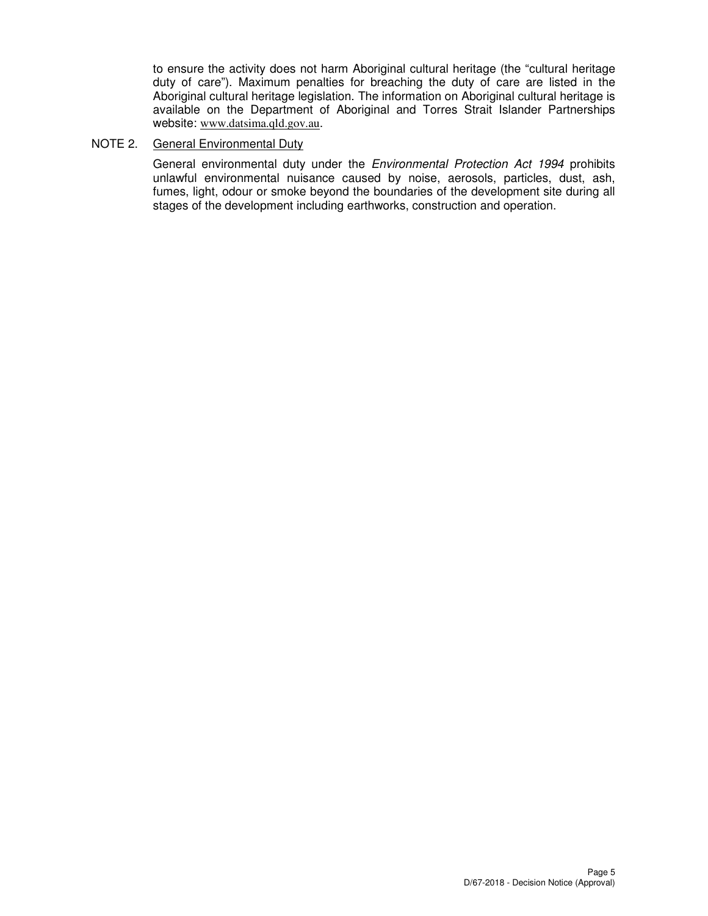to ensure the activity does not harm Aboriginal cultural heritage (the "cultural heritage duty of care"). Maximum penalties for breaching the duty of care are listed in the Aboriginal cultural heritage legislation. The information on Aboriginal cultural heritage is available on the Department of Aboriginal and Torres Strait Islander Partnerships website: www.datsima.qld.gov.au.

NOTE 2. General Environmental Duty

General environmental duty under the *Environmental Protection Act 1994* prohibits unlawful environmental nuisance caused by noise, aerosols, particles, dust, ash, fumes, light, odour or smoke beyond the boundaries of the development site during all stages of the development including earthworks, construction and operation.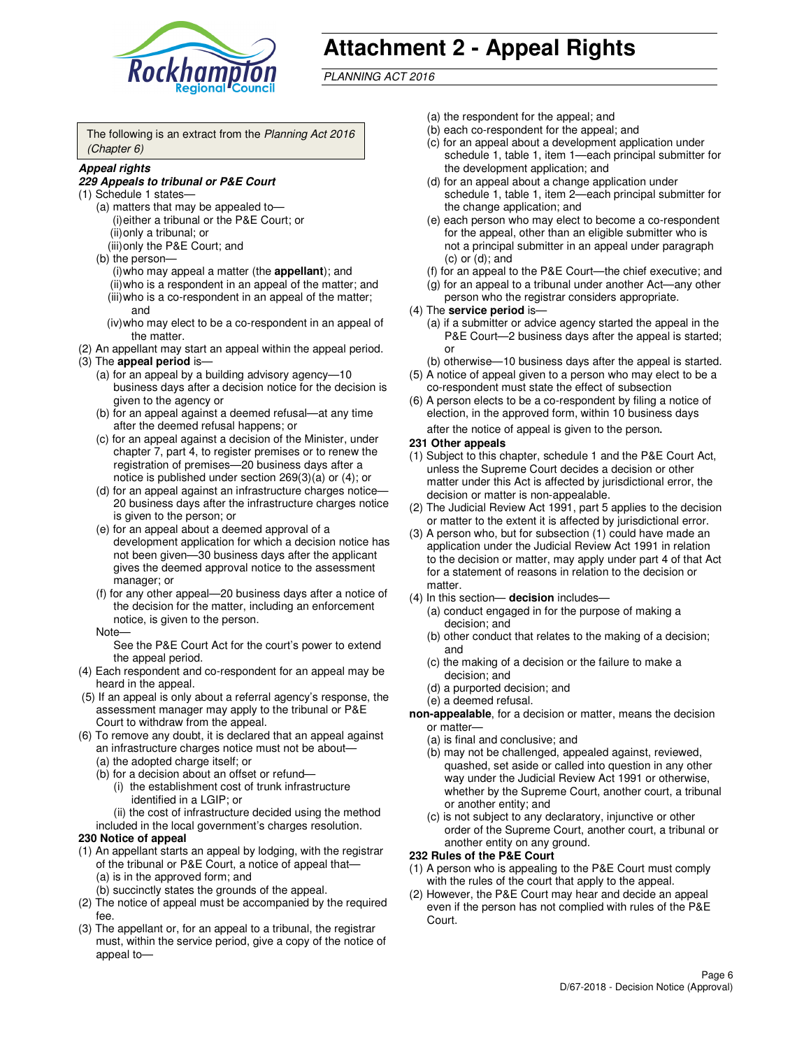# Attachment 2 - Appeal Rights

*PLANNING ACT 2016*

The following is an extract from the *Planning Act 2016 (Chapter 6)*

***Appeal rights***

***229 Appeals to tribunal or P&E Court***

(1) Schedule 1 states—

(a) matters that may be appealed to—

(i) either a tribunal or the P&E Court; or

(ii) only a tribunal; or

(iii) only the P&E Court; and

(b) the person—

(i) who may appeal a matter (the **appellant**); and

(ii) who is a respondent in an appeal of the matter; and

(iii) who is a co-respondent in an appeal of the matter; and

(iv) who may elect to be a co-respondent in an appeal of the matter.

(2) An appellant may start an appeal within the appeal period.

(3) The **appeal period** is—

(a) for an appeal by a building advisory agency—10 business days after a decision notice for the decision is given to the agency or

(b) for an appeal against a deemed refusal—at any time after the deemed refusal happens; or

(c) for an appeal against a decision of the Minister, under chapter 7, part 4, to register premises or to renew the registration of premises—20 business days after a notice is published under section 269(3)(a) or (4); or

(d) for an appeal against an infrastructure charges notice—20 business days after the infrastructure charges notice is given to the person; or

(e) for an appeal about a deemed approval of a development application for which a decision notice has not been given—30 business days after the applicant gives the deemed approval notice to the assessment manager; or

(f) for any other appeal—20 business days after a notice of the decision for the matter, including an enforcement notice, is given to the person.

Note—

See the P&E Court Act for the court's power to extend the appeal period.

(4) Each respondent and co-respondent for an appeal may be heard in the appeal.

(5) If an appeal is only about a referral agency's response, the assessment manager may apply to the tribunal or P&E Court to withdraw from the appeal.

(6) To remove any doubt, it is declared that an appeal against an infrastructure charges notice must not be about—

(a) the adopted charge itself; or

(b) for a decision about an offset or refund—

(i) the establishment cost of trunk infrastructure identified in a LGIP; or

(ii) the cost of infrastructure decided using the method included in the local government's charges resolution.

**230 Notice of appeal**

(1) An appellant starts an appeal by lodging, with the registrar of the tribunal or P&E Court, a notice of appeal that—

(a) is in the approved form; and

(b) succinctly states the grounds of the appeal.

(2) The notice of appeal must be accompanied by the required fee.

(3) The appellant or, for an appeal to a tribunal, the registrar must, within the service period, give a copy of the notice of appeal to—

(a) the respondent for the appeal; and

(b) each co-respondent for the appeal; and

(c) for an appeal about a development application under schedule 1, table 1, item 1—each principal submitter for the development application; and

(d) for an appeal about a change application under schedule 1, table 1, item 2—each principal submitter for the change application; and

(e) each person who may elect to become a co-respondent for the appeal, other than an eligible submitter who is not a principal submitter in an appeal under paragraph (c) or (d); and

(f) for an appeal to the P&E Court—the chief executive; and

(g) for an appeal to a tribunal under another Act—any other person who the registrar considers appropriate.

(4) The **service period** is—

(a) if a submitter or advice agency started the appeal in the P&E Court—2 business days after the appeal is started; or

(b) otherwise—10 business days after the appeal is started.

(5) A notice of appeal given to a person who may elect to be a co-respondent must state the effect of subsection

(6) A person elects to be a co-respondent by filing a notice of election, in the approved form, within 10 business days after the notice of appeal is given to the person.

**231 Other appeals**

(1) Subject to this chapter, schedule 1 and the P&E Court Act, unless the Supreme Court decides a decision or other matter under this Act is affected by jurisdictional error, the decision or matter is non-appealable.

(2) The Judicial Review Act 1991, part 5 applies to the decision or matter to the extent it is affected by jurisdictional error.

(3) A person who, but for subsection (1) could have made an application under the Judicial Review Act 1991 in relation to the decision or matter, may apply under part 4 of that Act for a statement of reasons in relation to the decision or matter.

(4) In this section— **decision** includes—

(a) conduct engaged in for the purpose of making a decision; and

(b) other conduct that relates to the making of a decision; and

(c) the making of a decision or the failure to make a decision; and

(d) a purported decision; and

(e) a deemed refusal.

**non-appealable**, for a decision or matter, means the decision or matter—

(a) is final and conclusive; and

(b) may not be challenged, appealed against, reviewed, quashed, set aside or called into question in any other way under the Judicial Review Act 1991 or otherwise, whether by the Supreme Court, another court, a tribunal or another entity; and

(c) is not subject to any declaratory, injunctive or other order of the Supreme Court, another court, a tribunal or another entity on any ground.

**232 Rules of the P&E Court**

(1) A person who is appealing to the P&E Court must comply with the rules of the court that apply to the appeal.

(2) However, the P&E Court may hear and decide an appeal even if the person has not complied with rules of the P&E Court.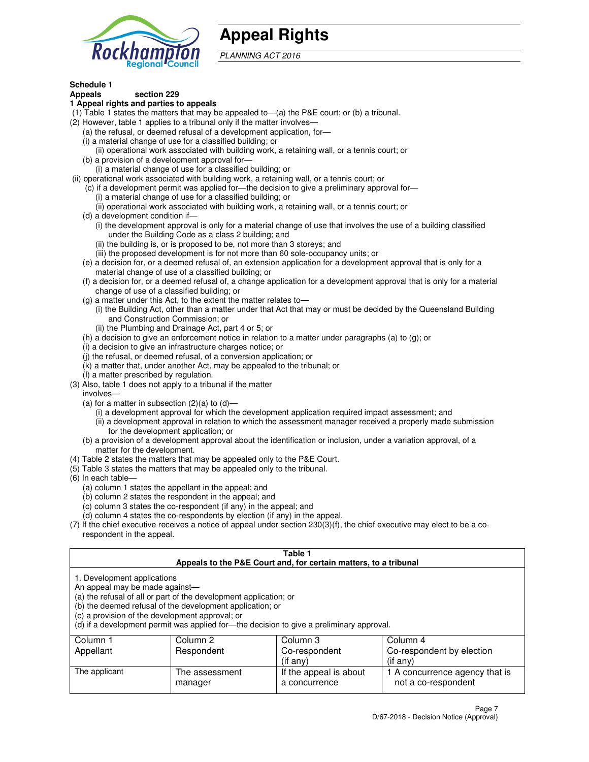# Appeal Rights

*PLANNING ACT 2016*

**Schedule 1**
**Appeals section 229**
**1 Appeal rights and parties to appeals**

(1) Table 1 states the matters that may be appealed to—(a) the P&E court; or (b) a tribunal.

(2) However, table 1 applies to a tribunal only if the matter involves—

(a) the refusal, or deemed refusal of a development application, for—

(i) a material change of use for a classified building; or

(ii) operational work associated with building work, a retaining wall, or a tennis court; or

(b) a provision of a development approval for—

(i) a material change of use for a classified building; or

(ii) operational work associated with building work, a retaining wall, or a tennis court; or

(c) if a development permit was applied for—the decision to give a preliminary approval for—

(i) a material change of use for a classified building; or

(ii) operational work associated with building work, a retaining wall, or a tennis court; or

(d) a development condition if—

(i) the development approval is only for a material change of use that involves the use of a building classified under the Building Code as a class 2 building; and

(ii) the building is, or is proposed to be, not more than 3 storeys; and

(iii) the proposed development is for not more than 60 sole-occupancy units; or

(e) a decision for, or a deemed refusal of, an extension application for a development approval that is only for a material change of use of a classified building; or

(f) a decision for, or a deemed refusal of, a change application for a development approval that is only for a material change of use of a classified building; or

(g) a matter under this Act, to the extent the matter relates to—

(i) the Building Act, other than a matter under that Act that may or must be decided by the Queensland Building and Construction Commission; or

(ii) the Plumbing and Drainage Act, part 4 or 5; or

(h) a decision to give an enforcement notice in relation to a matter under paragraphs (a) to (g); or

(i) a decision to give an infrastructure charges notice; or

(j) the refusal, or deemed refusal, of a conversion application; or

(k) a matter that, under another Act, may be appealed to the tribunal; or

(l) a matter prescribed by regulation.

(3) Also, table 1 does not apply to a tribunal if the matter involves—

(a) for a matter in subsection (2)(a) to (d)—

(i) a development approval for which the development application required impact assessment; and

(ii) a development approval in relation to which the assessment manager received a properly made submission for the development application; or

(b) a provision of a development approval about the identification or inclusion, under a variation approval, of a matter for the development.

(4) Table 2 states the matters that may be appealed only to the P&E Court.

(5) Table 3 states the matters that may be appealed only to the tribunal.

(6) In each table—

(a) column 1 states the appellant in the appeal; and

(b) column 2 states the respondent in the appeal; and

(c) column 3 states the co-respondent (if any) in the appeal; and

(d) column 4 states the co-respondents by election (if any) in the appeal.

(7) If the chief executive receives a notice of appeal under section 230(3)(f), the chief executive may elect to be a co-respondent in the appeal.

**Table 1**
**Appeals to the P&E Court and, for certain matters, to a tribunal**

1. Development applications
An appeal may be made against—
(a) the refusal of all or part of the development application; or
(b) the deemed refusal of the development application; or
(c) a provision of the development approval; or
(d) if a development permit was applied for—the decision to give a preliminary approval.

| Column 1<br>Appellant | Column 2<br>Respondent | Column 3<br>Co-respondent<br>(if any) | Column 4<br>Co-respondent by election<br>(if any) |
|---|---|---|---|
| The applicant | The assessment manager | If the appeal is about a concurrence | 1 A concurrence agency that is not a co-respondent |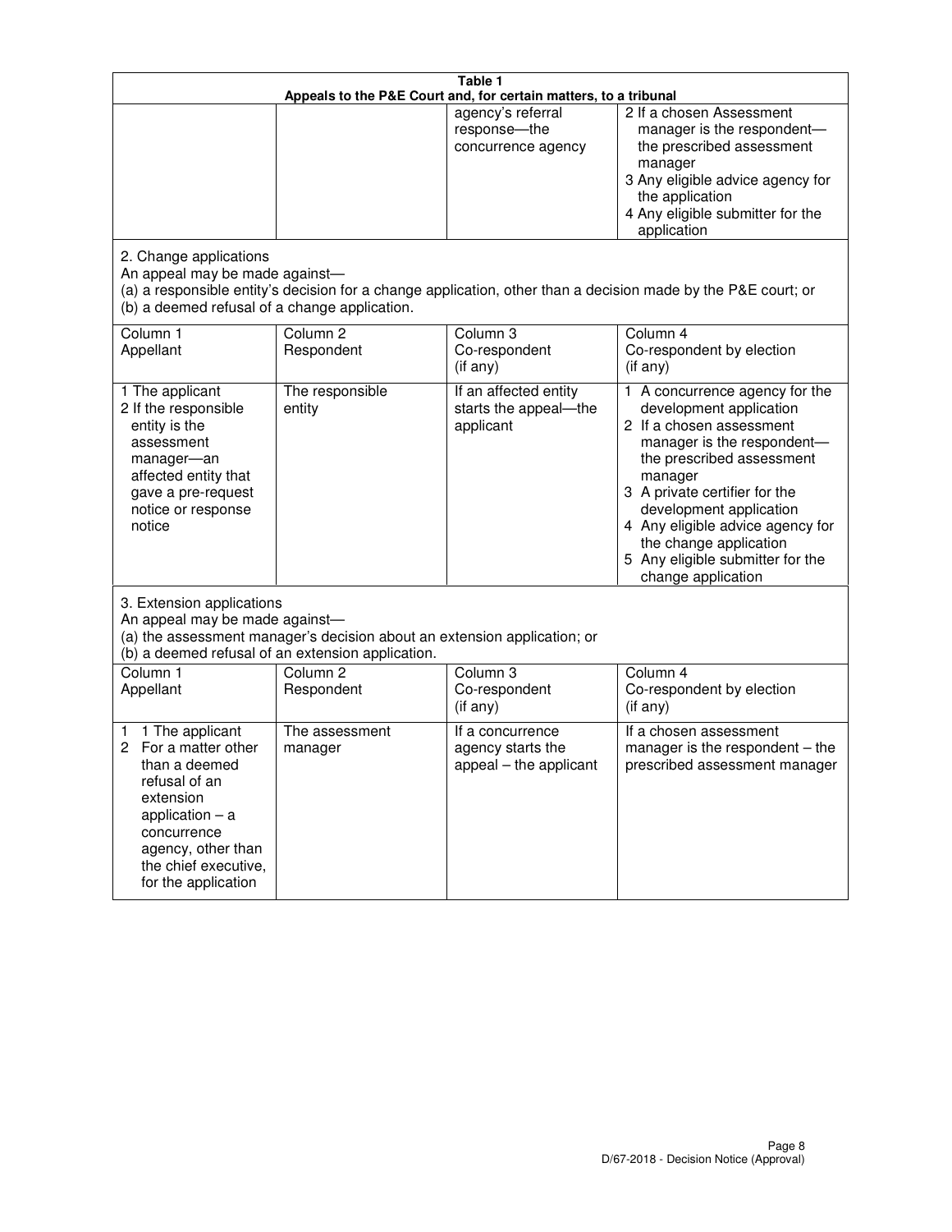**Table 1**
**Appeals to the P&E Court and, for certain matters, to a tribunal**

| | | | |
|---|---|---|---|
| | | agency's referral response—the concurrence agency | 2 If a chosen Assessment manager is the respondent—the prescribed assessment manager<br>3 Any eligible advice agency for the application<br>4 Any eligible submitter for the application |

2. Change applications

An appeal may be made against—

(a) a responsible entity's decision for a change application, other than a decision made by the P&E court; or

(b) a deemed refusal of a change application.

| Column 1<br>Appellant | Column 2<br>Respondent | Column 3<br>Co-respondent<br>(if any) | Column 4<br>Co-respondent by election<br>(if any) |
|---|---|---|---|
| 1 The applicant<br>2 If the responsible entity is the assessment manager—an affected entity that gave a pre-request notice or response notice | The responsible entity | If an affected entity starts the appeal—the applicant | 1 A concurrence agency for the development application<br>2 If a chosen assessment manager is the respondent—the prescribed assessment manager<br>3 A private certifier for the development application<br>4 Any eligible advice agency for the change application<br>5 Any eligible submitter for the change application |

3. Extension applications

An appeal may be made against—

(a) the assessment manager's decision about an extension application; or

(b) a deemed refusal of an extension application.

| Column 1<br>Appellant | Column 2<br>Respondent | Column 3<br>Co-respondent<br>(if any) | Column 4<br>Co-respondent by election<br>(if any) |
|---|---|---|---|
| 1 1 The applicant<br>2 For a matter other than a deemed refusal of an extension application – a concurrence agency, other than the chief executive, for the application | The assessment manager | If a concurrence agency starts the appeal – the applicant | If a chosen assessment manager is the respondent – the prescribed assessment manager |

D/67-2018 - Decision Notice (Approval)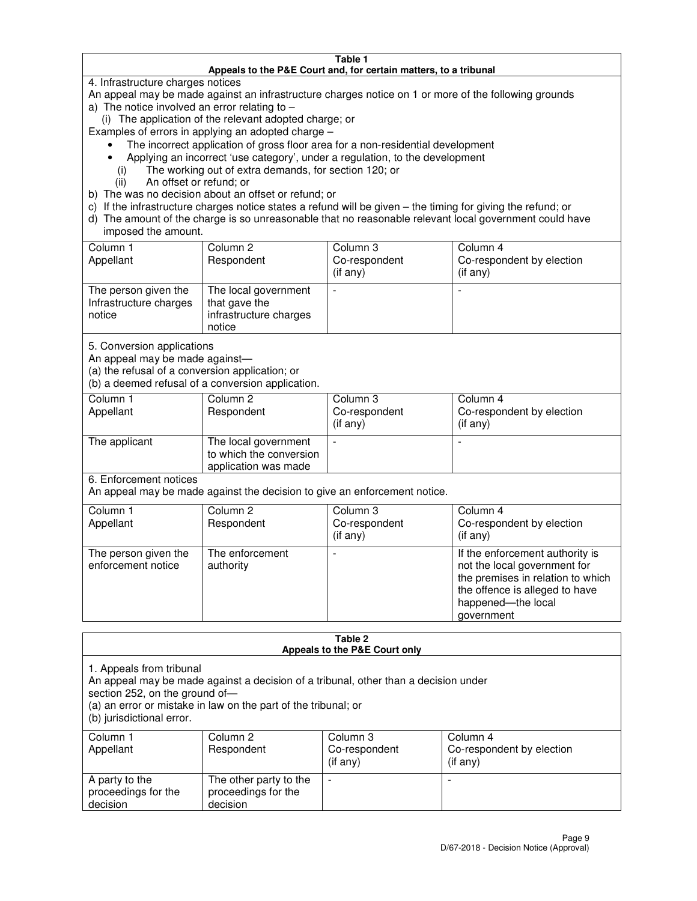**Table 1**
**Appeals to the P&E Court and, for certain matters, to a tribunal**

4. Infrastructure charges notices

An appeal may be made against an infrastructure charges notice on 1 or more of the following grounds

a) The notice involved an error relating to –
   (i) The application of the relevant adopted charge; or

Examples of errors in applying an adopted charge –

- The incorrect application of gross floor area for a non-residential development
- Applying an incorrect 'use category', under a regulation, to the development

   (i) The working out of extra demands, for section 120; or
   (ii) An offset or refund; or

b) The was no decision about an offset or refund; or

c) If the infrastructure charges notice states a refund will be given – the timing for giving the refund; or

d) The amount of the charge is so unreasonable that no reasonable relevant local government could have imposed the amount.

| Column 1<br>Appellant | Column 2<br>Respondent | Column 3<br>Co-respondent<br>(if any) | Column 4<br>Co-respondent by election<br>(if any) |
|---|---|---|---|
| The person given the Infrastructure charges notice | The local government that gave the infrastructure charges notice | - | - |

5. Conversion applications

An appeal may be made against—
(a) the refusal of a conversion application; or
(b) a deemed refusal of a conversion application.

| Column 1<br>Appellant | Column 2<br>Respondent | Column 3<br>Co-respondent<br>(if any) | Column 4<br>Co-respondent by election<br>(if any) |
|---|---|---|---|
| The applicant | The local government to which the conversion application was made | - | - |

6. Enforcement notices

An appeal may be made against the decision to give an enforcement notice.

| Column 1<br>Appellant | Column 2<br>Respondent | Column 3<br>Co-respondent<br>(if any) | Column 4<br>Co-respondent by election<br>(if any) |
|---|---|---|---|
| The person given the enforcement notice | The enforcement authority | - | If the enforcement authority is not the local government for the premises in relation to which the offence is alleged to have happened—the local government |

**Table 2**
**Appeals to the P&E Court only**

1. Appeals from tribunal

An appeal may be made against a decision of a tribunal, other than a decision under section 252, on the ground of—
(a) an error or mistake in law on the part of the tribunal; or
(b) jurisdictional error.

| Column 1<br>Appellant | Column 2<br>Respondent | Column 3<br>Co-respondent<br>(if any) | Column 4<br>Co-respondent by election<br>(if any) |
|---|---|---|---|
| A party to the proceedings for the decision | The other party to the proceedings for the decision | - | - |

D/67-2018 - Decision Notice (Approval)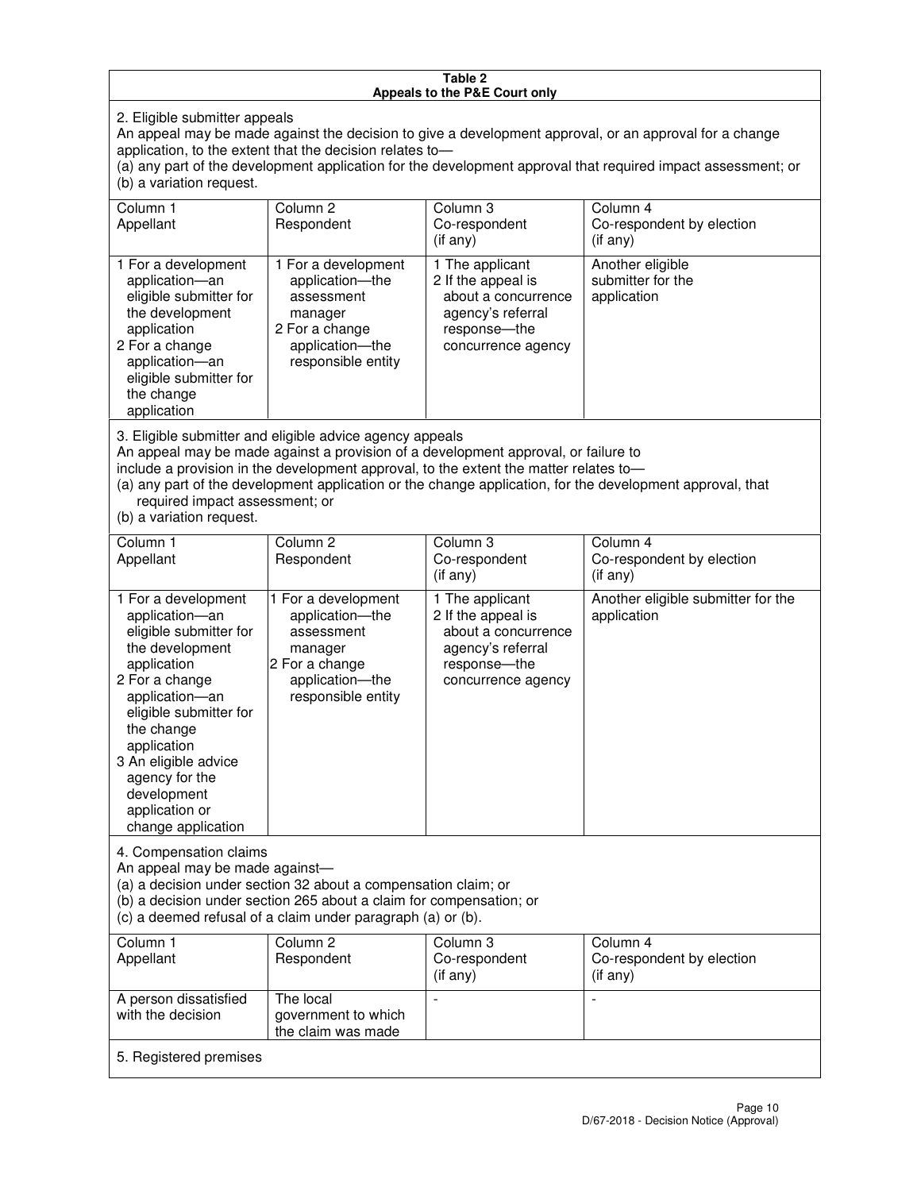**Table 2**
**Appeals to the P&E Court only**

2. Eligible submitter appeals

An appeal may be made against the decision to give a development approval, or an approval for a change application, to the extent that the decision relates to—
(a) any part of the development application for the development approval that required impact assessment; or
(b) a variation request.

| Column 1<br>Appellant | Column 2<br>Respondent | Column 3<br>Co-respondent<br>(if any) | Column 4<br>Co-respondent by election<br>(if any) |
|---|---|---|---|
| 1 For a development application—an eligible submitter for the development application<br>2 For a change application—an eligible submitter for the change application | 1 For a development application—the assessment manager<br>2 For a change application—the responsible entity | 1 The applicant<br>2 If the appeal is about a concurrence agency's referral response—the concurrence agency | Another eligible submitter for the application |

3. Eligible submitter and eligible advice agency appeals

An appeal may be made against a provision of a development approval, or failure to include a provision in the development approval, to the extent the matter relates to—
(a) any part of the development application or the change application, for the development approval, that required impact assessment; or
(b) a variation request.

| Column 1<br>Appellant | Column 2<br>Respondent | Column 3<br>Co-respondent<br>(if any) | Column 4<br>Co-respondent by election<br>(if any) |
|---|---|---|---|
| 1 For a development application—an eligible submitter for the development application<br>2 For a change application—an eligible submitter for the change application<br>3 An eligible advice agency for the development application or change application | 1 For a development application—the assessment manager<br>2 For a change application—the responsible entity | 1 The applicant<br>2 If the appeal is about a concurrence agency's referral response—the concurrence agency | Another eligible submitter for the application |

4. Compensation claims

An appeal may be made against—
(a) a decision under section 32 about a compensation claim; or
(b) a decision under section 265 about a claim for compensation; or
(c) a deemed refusal of a claim under paragraph (a) or (b).

| Column 1<br>Appellant | Column 2<br>Respondent | Column 3<br>Co-respondent<br>(if any) | Column 4<br>Co-respondent by election<br>(if any) |
|---|---|---|---|
| A person dissatisfied with the decision | The local government to which the claim was made | - | - |

5. Registered premises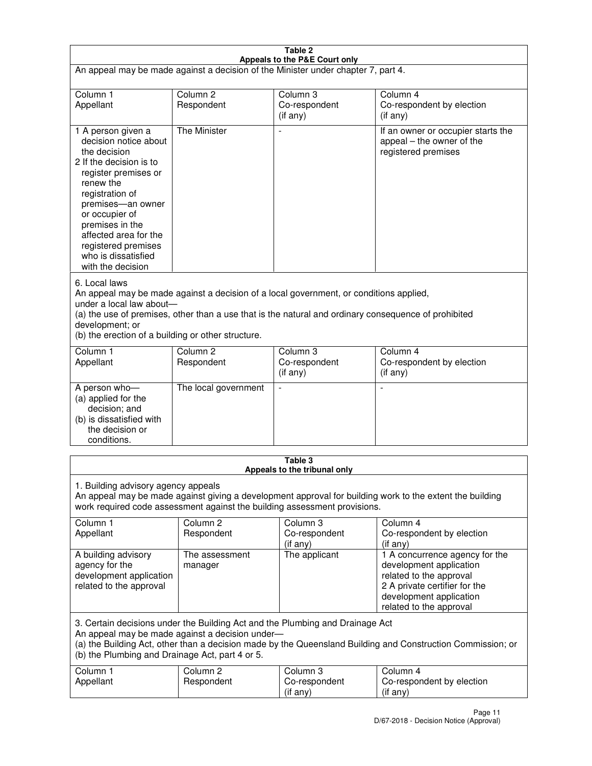**Table 2**
**Appeals to the P&E Court only**

An appeal may be made against a decision of the Minister under chapter 7, part 4.

| Column 1 Appellant | Column 2 Respondent | Column 3 Co-respondent (if any) | Column 4 Co-respondent by election (if any) |
|---|---|---|---|
| 1 A person given a decision notice about the decision<br>2 If the decision is to register premises or renew the registration of premises—an owner or occupier of premises in the affected area for the registered premises who is dissatisfied with the decision | The Minister | - | If an owner or occupier starts the appeal – the owner of the registered premises |

6. Local laws
An appeal may be made against a decision of a local government, or conditions applied, under a local law about—
(a) the use of premises, other than a use that is the natural and ordinary consequence of prohibited development; or
(b) the erection of a building or other structure.

| Column 1 Appellant | Column 2 Respondent | Column 3 Co-respondent (if any) | Column 4 Co-respondent by election (if any) |
|---|---|---|---|
| A person who—<br>(a) applied for the decision; and<br>(b) is dissatisfied with the decision or conditions. | The local government | - | - |

**Table 3**
**Appeals to the tribunal only**

1. Building advisory agency appeals
An appeal may be made against giving a development approval for building work to the extent the building work required code assessment against the building assessment provisions.

| Column 1 Appellant | Column 2 Respondent | Column 3 Co-respondent (if any) | Column 4 Co-respondent by election (if any) |
|---|---|---|---|
| A building advisory agency for the development application related to the approval | The assessment manager | The applicant | 1 A concurrence agency for the development application related to the approval<br>2 A private certifier for the development application related to the approval |

3. Certain decisions under the Building Act and the Plumbing and Drainage Act
An appeal may be made against a decision under—
(a) the Building Act, other than a decision made by the Queensland Building and Construction Commission; or
(b) the Plumbing and Drainage Act, part 4 or 5.

| Column 1 Appellant | Column 2 Respondent | Column 3 Co-respondent (if any) | Column 4 Co-respondent by election (if any) |
|---|---|---|---|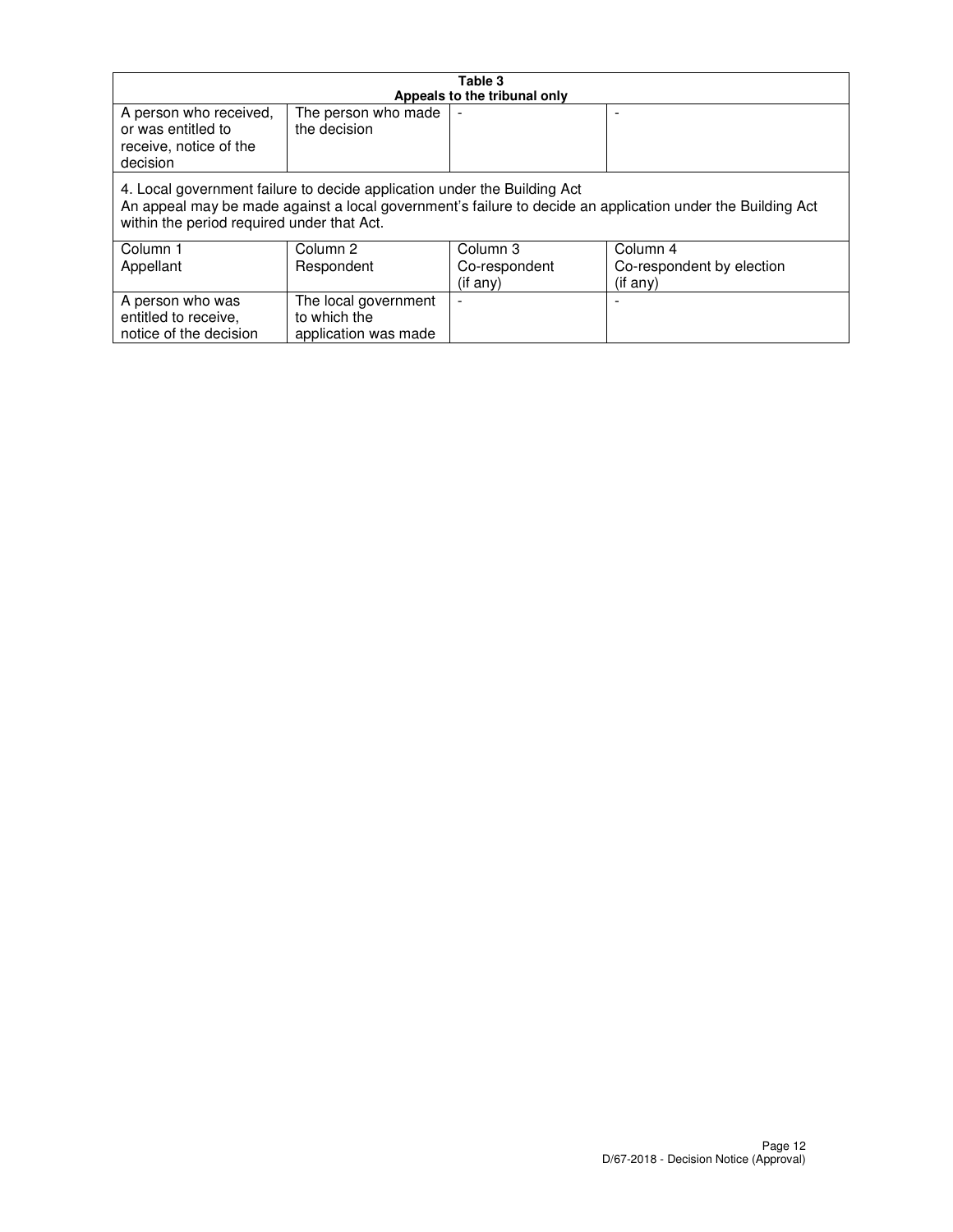**Table 3**
**Appeals to the tribunal only**

| | | | |
|---|---|---|---|
| A person who received, or was entitled to receive, notice of the decision | The person who made the decision | - | - |

4. Local government failure to decide application under the Building Act
An appeal may be made against a local government's failure to decide an application under the Building Act within the period required under that Act.

| Column 1<br>Appellant | Column 2<br>Respondent | Column 3<br>Co-respondent<br>(if any) | Column 4<br>Co-respondent by election<br>(if any) |
|---|---|---|---|
| A person who was entitled to receive, notice of the decision | The local government to which the application was made | - | - |

D/67-2018 - Decision Notice (Approval)